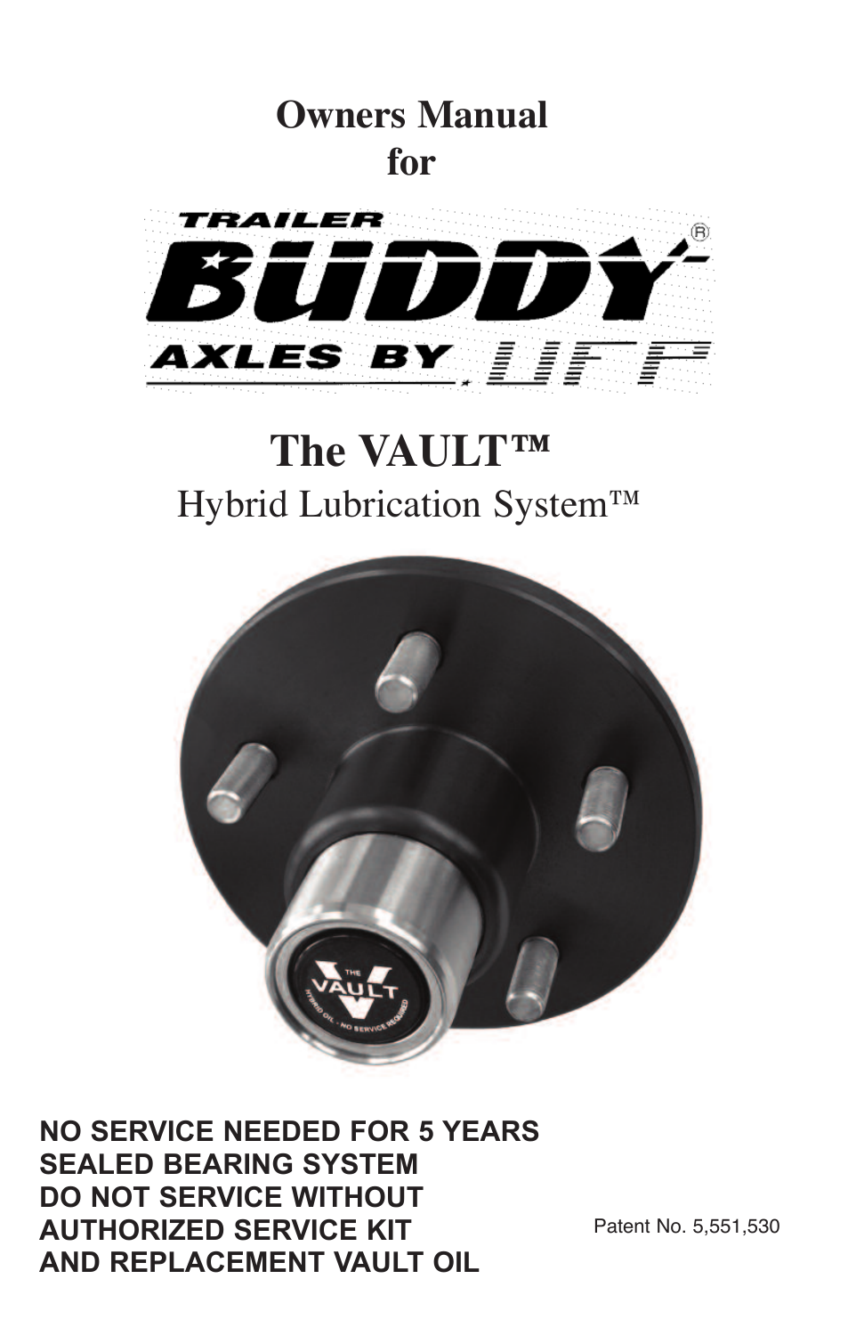# Owners Manual for

TRAILER BUDDY®
AXLES BY UFP

# The VAULT™

## Hybrid Lubrication System™

**NO SERVICE NEEDED FOR 5 YEARS**
**SEALED BEARING SYSTEM**
**DO NOT SERVICE WITHOUT AUTHORIZED SERVICE KIT AND REPLACEMENT VAULT OIL**

Patent No. 5,551,530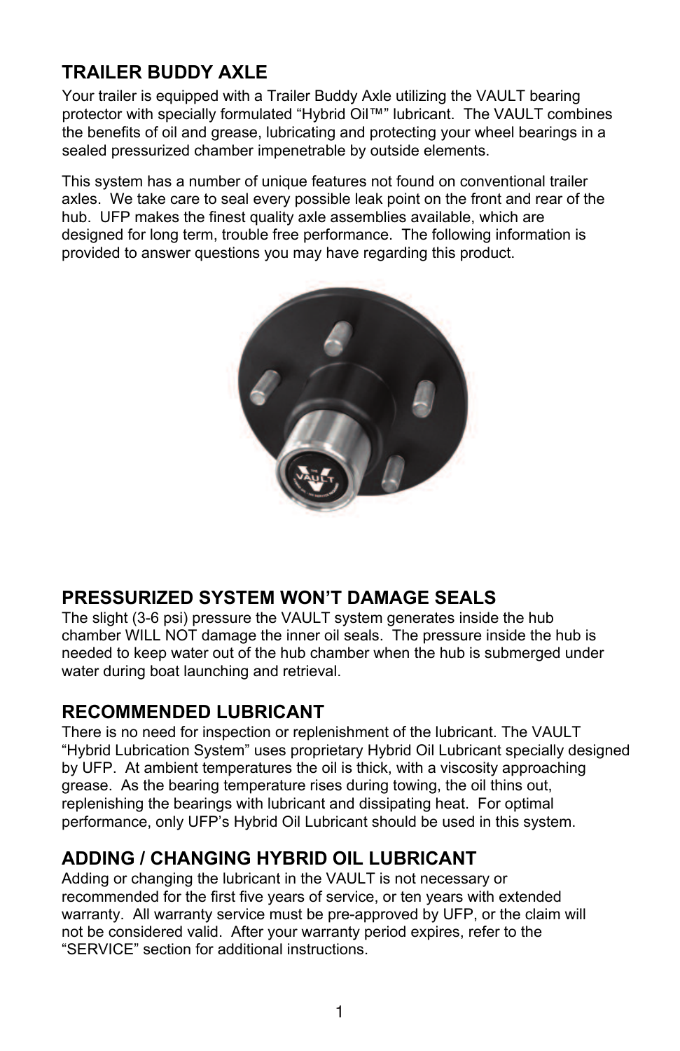## TRAILER BUDDY AXLE

Your trailer is equipped with a Trailer Buddy Axle utilizing the VAULT bearing protector with specially formulated “Hybrid Oil™” lubricant. The VAULT combines the benefits of oil and grease, lubricating and protecting your wheel bearings in a sealed pressurized chamber impenetrable by outside elements.

This system has a number of unique features not found on conventional trailer axles. We take care to seal every possible leak point on the front and rear of the hub. UFP makes the finest quality axle assemblies available, which are designed for long term, trouble free performance. The following information is provided to answer questions you may have regarding this product.

## PRESSURIZED SYSTEM WON’T DAMAGE SEALS

The slight (3-6 psi) pressure the VAULT system generates inside the hub chamber WILL NOT damage the inner oil seals. The pressure inside the hub is needed to keep water out of the hub chamber when the hub is submerged under water during boat launching and retrieval.

## RECOMMENDED LUBRICANT

There is no need for inspection or replenishment of the lubricant. The VAULT “Hybrid Lubrication System” uses proprietary Hybrid Oil Lubricant specially designed by UFP. At ambient temperatures the oil is thick, with a viscosity approaching grease. As the bearing temperature rises during towing, the oil thins out, replenishing the bearings with lubricant and dissipating heat. For optimal performance, only UFP’s Hybrid Oil Lubricant should be used in this system.

## ADDING / CHANGING HYBRID OIL LUBRICANT

Adding or changing the lubricant in the VAULT is not necessary or recommended for the first five years of service, or ten years with extended warranty. All warranty service must be pre-approved by UFP, or the claim will not be considered valid. After your warranty period expires, refer to the “SERVICE” section for additional instructions.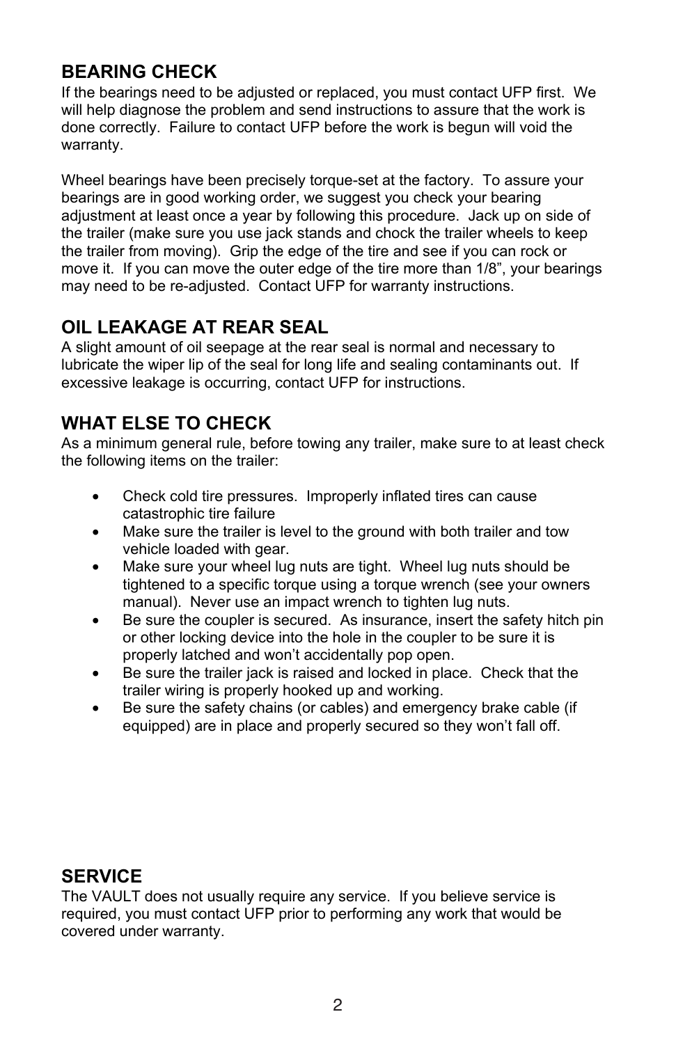## BEARING CHECK

If the bearings need to be adjusted or replaced, you must contact UFP first. We will help diagnose the problem and send instructions to assure that the work is done correctly. Failure to contact UFP before the work is begun will void the warranty.

Wheel bearings have been precisely torque-set at the factory. To assure your bearings are in good working order, we suggest you check your bearing adjustment at least once a year by following this procedure. Jack up on side of the trailer (make sure you use jack stands and chock the trailer wheels to keep the trailer from moving). Grip the edge of the tire and see if you can rock or move it. If you can move the outer edge of the tire more than 1/8", your bearings may need to be re-adjusted. Contact UFP for warranty instructions.

## OIL LEAKAGE AT REAR SEAL

A slight amount of oil seepage at the rear seal is normal and necessary to lubricate the wiper lip of the seal for long life and sealing contaminants out. If excessive leakage is occurring, contact UFP for instructions.

## WHAT ELSE TO CHECK

As a minimum general rule, before towing any trailer, make sure to at least check the following items on the trailer:

- Check cold tire pressures. Improperly inflated tires can cause catastrophic tire failure
- Make sure the trailer is level to the ground with both trailer and tow vehicle loaded with gear.
- Make sure your wheel lug nuts are tight. Wheel lug nuts should be tightened to a specific torque using a torque wrench (see your owners manual). Never use an impact wrench to tighten lug nuts.
- Be sure the coupler is secured. As insurance, insert the safety hitch pin or other locking device into the hole in the coupler to be sure it is properly latched and won't accidentally pop open.
- Be sure the trailer jack is raised and locked in place. Check that the trailer wiring is properly hooked up and working.
- Be sure the safety chains (or cables) and emergency brake cable (if equipped) are in place and properly secured so they won't fall off.

## SERVICE

The VAULT does not usually require any service. If you believe service is required, you must contact UFP prior to performing any work that would be covered under warranty.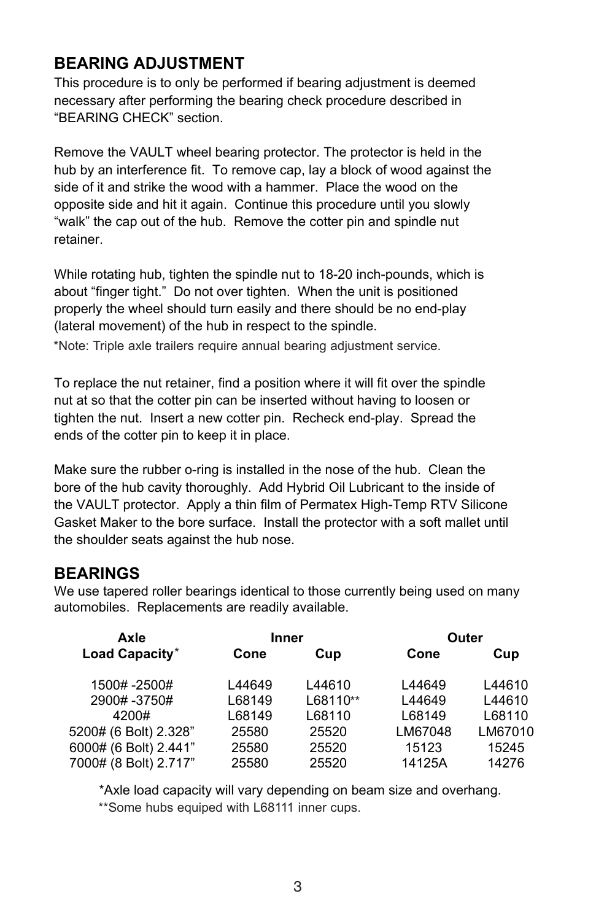## BEARING ADJUSTMENT

This procedure is to only be performed if bearing adjustment is deemed necessary after performing the bearing check procedure described in “BEARING CHECK” section.

Remove the VAULT wheel bearing protector. The protector is held in the hub by an interference fit. To remove cap, lay a block of wood against the side of it and strike the wood with a hammer. Place the wood on the opposite side and hit it again. Continue this procedure until you slowly “walk” the cap out of the hub. Remove the cotter pin and spindle nut retainer.

While rotating hub, tighten the spindle nut to 18-20 inch-pounds, which is about “finger tight.” Do not over tighten. When the unit is positioned properly the wheel should turn easily and there should be no end-play (lateral movement) of the hub in respect to the spindle.

*Note: Triple axle trailers require annual bearing adjustment service.

To replace the nut retainer, find a position where it will fit over the spindle nut at so that the cotter pin can be inserted without having to loosen or tighten the nut. Insert a new cotter pin. Recheck end-play. Spread the ends of the cotter pin to keep it in place.

Make sure the rubber o-ring is installed in the nose of the hub. Clean the bore of the hub cavity thoroughly. Add Hybrid Oil Lubricant to the inside of the VAULT protector. Apply a thin film of Permatex High-Temp RTV Silicone Gasket Maker to the bore surface. Install the protector with a soft mallet until the shoulder seats against the hub nose.

## BEARINGS

We use tapered roller bearings identical to those currently being used on many automobiles. Replacements are readily available.

| Axle | Inner | | Outer | |
|---|---|---|---|---|
| Load Capacity* | Cone | Cup | Cone | Cup |
| 1500# -2500# | L44649 | L44610 | L44649 | L44610 |
| 2900# -3750# | L68149 | L68110** | L44649 | L44610 |
| 4200# | L68149 | L68110 | L68149 | L68110 |
| 5200# (6 Bolt) 2.328” | 25580 | 25520 | LM67048 | LM67010 |
| 6000# (6 Bolt) 2.441” | 25580 | 25520 | 15123 | 15245 |
| 7000# (8 Bolt) 2.717” | 25580 | 25520 | 14125A | 14276 |

*Axle load capacity will vary depending on beam size and overhang.

**Some hubs equiped with L68111 inner cups.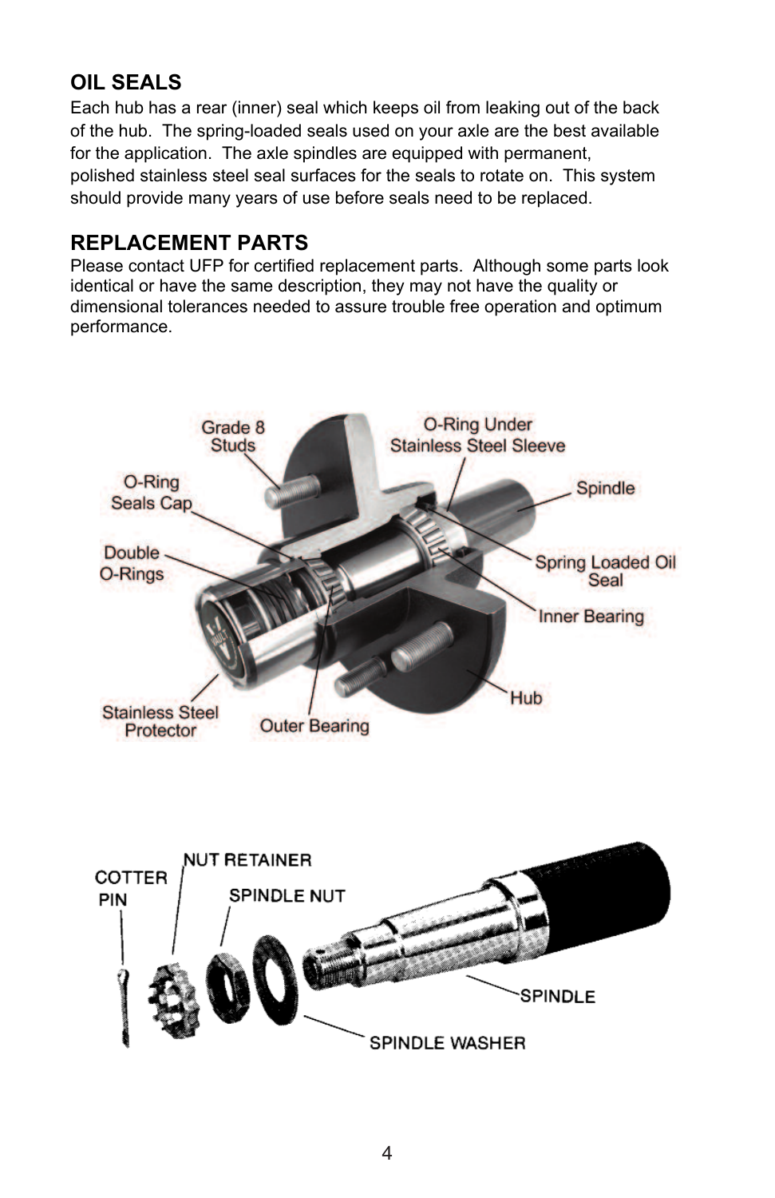## OIL SEALS

Each hub has a rear (inner) seal which keeps oil from leaking out of the back of the hub. The spring-loaded seals used on your axle are the best available for the application. The axle spindles are equipped with permanent, polished stainless steel seal surfaces for the seals to rotate on. This system should provide many years of use before seals need to be replaced.

## REPLACEMENT PARTS

Please contact UFP for certified replacement parts. Although some parts look identical or have the same description, they may not have the quality or dimensional tolerances needed to assure trouble free operation and optimum performance.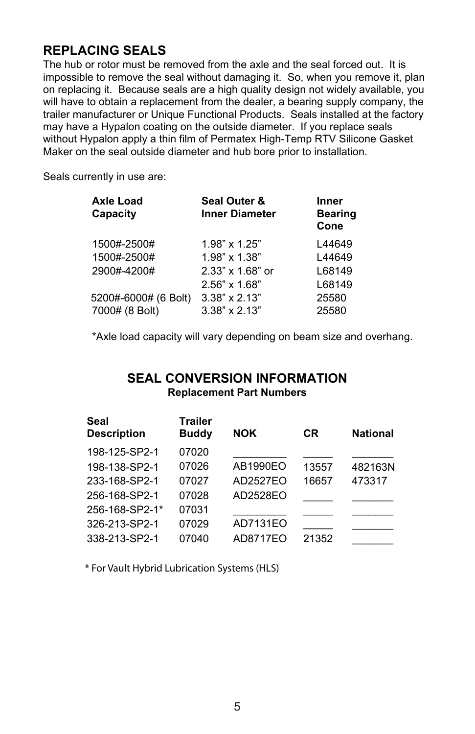## REPLACING SEALS

The hub or rotor must be removed from the axle and the seal forced out. It is impossible to remove the seal without damaging it. So, when you remove it, plan on replacing it. Because seals are a high quality design not widely available, you will have to obtain a replacement from the dealer, a bearing supply company, the trailer manufacturer or Unique Functional Products. Seals installed at the factory may have a Hypalon coating on the outside diameter. If you replace seals without Hypalon apply a thin film of Permatex High-Temp RTV Silicone Gasket Maker on the seal outside diameter and hub bore prior to installation.

Seals currently in use are:

| Axle Load Capacity | Seal Outer & Inner Diameter | Inner Bearing Cone |
|---|---|---|
| 1500#-2500# | 1.98" x 1.25" | L44649 |
| 1500#-2500# | 1.98" x 1.38" | L44649 |
| 2900#-4200# | 2.33" x 1.68" or | L68149 |
| | 2.56" x 1.68" | L68149 |
| 5200#-6000# (6 Bolt) | 3.38" x 2.13" | 25580 |
| 7000# (8 Bolt) | 3.38" x 2.13" | 25580 |

*Axle load capacity will vary depending on beam size and overhang.

## SEAL CONVERSION INFORMATION

**Replacement Part Numbers**

| Seal Description | Trailer Buddy | NOK | CR | National |
|---|---|---|---|---|
| 198-125-SP2-1 | 07020 | _________ | _____ | _______ |
| 198-138-SP2-1 | 07026 | AB1990EO | 13557 | 482163N |
| 233-168-SP2-1 | 07027 | AD2527EO | 16657 | 473317 |
| 256-168-SP2-1 | 07028 | AD2528EO | _____ | _______ |
| 256-168-SP2-1* | 07031 | _________ | _____ | _______ |
| 326-213-SP2-1 | 07029 | AD7131EO | _____ | _______ |
| 338-213-SP2-1 | 07040 | AD8717EO | 21352 | _______ |

* For Vault Hybrid Lubrication Systems (HLS)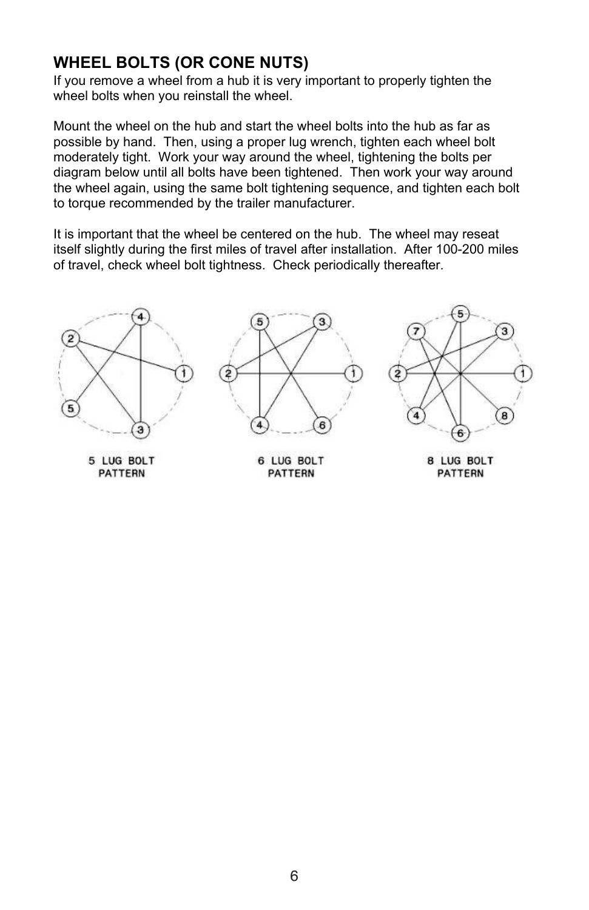## WHEEL BOLTS (OR CONE NUTS)

If you remove a wheel from a hub it is very important to properly tighten the wheel bolts when you reinstall the wheel.

Mount the wheel on the hub and start the wheel bolts into the hub as far as possible by hand. Then, using a proper lug wrench, tighten each wheel bolt moderately tight. Work your way around the wheel, tightening the bolts per diagram below until all bolts have been tightened. Then work your way around the wheel again, using the same bolt tightening sequence, and tighten each bolt to torque recommended by the trailer manufacturer.

It is important that the wheel be centered on the hub. The wheel may reseat itself slightly during the first miles of travel after installation. After 100-200 miles of travel, check wheel bolt tightness. Check periodically thereafter.

5 LUG BOLT PATTERN

6 LUG BOLT PATTERN

8 LUG BOLT PATTERN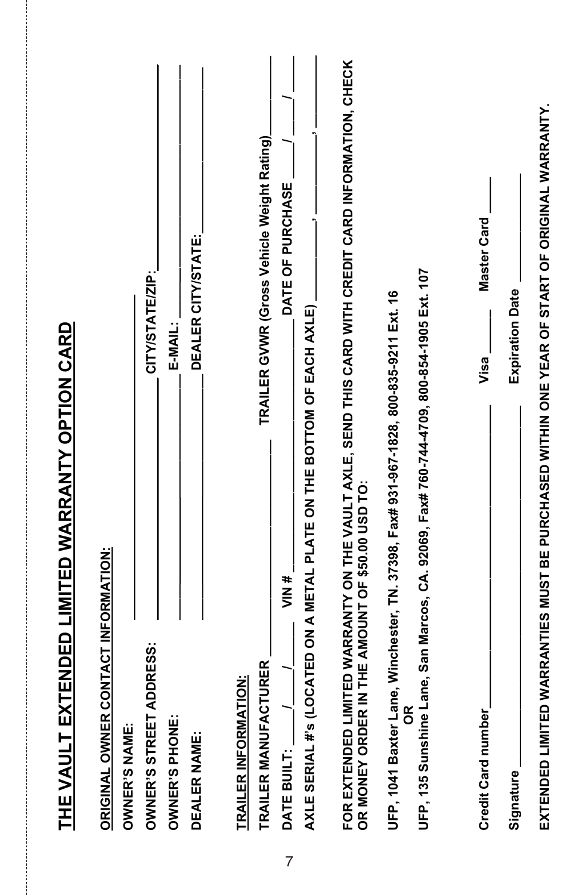# THE VAULT EXTENDED LIMITED WARRANTY OPTION CARD

**ORIGINAL OWNER CONTACT INFORMATION:**

**OWNER'S NAME:** ______________________________

**OWNER'S STREET ADDRESS:** ______________________________ **CITY/STATE/ZIP:** ______________________________

**OWNER'S PHONE:** ______________________________ **E-MAIL:** ______________________________

**DEALER NAME:** ______________________________ **DEALER CITY/STATE:** ______________________________

**TRAILER INFORMATION:**

**TRAILER MANUFACTURER** ______________________________ **TRAILER GVWR (Gross Vehicle Weight Rating)** __________

**DATE BUILT:** ____/____/____ **VIN #** ______________________________ **DATE OF PURCHASE** ____/____/____

**AXLE SERIAL #'s (LOCATED ON A METAL PLATE ON THE BOTTOM OF EACH AXLE)** __________, __________, __________

**FOR EXTENDED LIMITED WARRANTY ON THE VAULT AXLE, SEND THIS CARD WITH CREDIT CARD INFORMATION, CHECK OR MONEY ORDER IN THE AMOUNT OF $50.00 USD TO:**

**UFP, 1041 Baxter Lane, Winchester, TN. 37398, Fax# 931-967-1828, 800-835-9211 Ext. 16**

**OR**

**UFP, 135 Sunshine Lane, San Marcos, CA. 92069, Fax# 760-744-4709, 800-854-1905 Ext. 107**

**Credit Card number** ______________________________ **Visa** ______ **Master Card** ______

**Signature** ______________________________ **Expiration Date** ______________

**EXTENDED LIMITED WARRANTIES MUST BE PURCHASED WITHIN ONE YEAR OF START OF ORIGINAL WARRANTY.**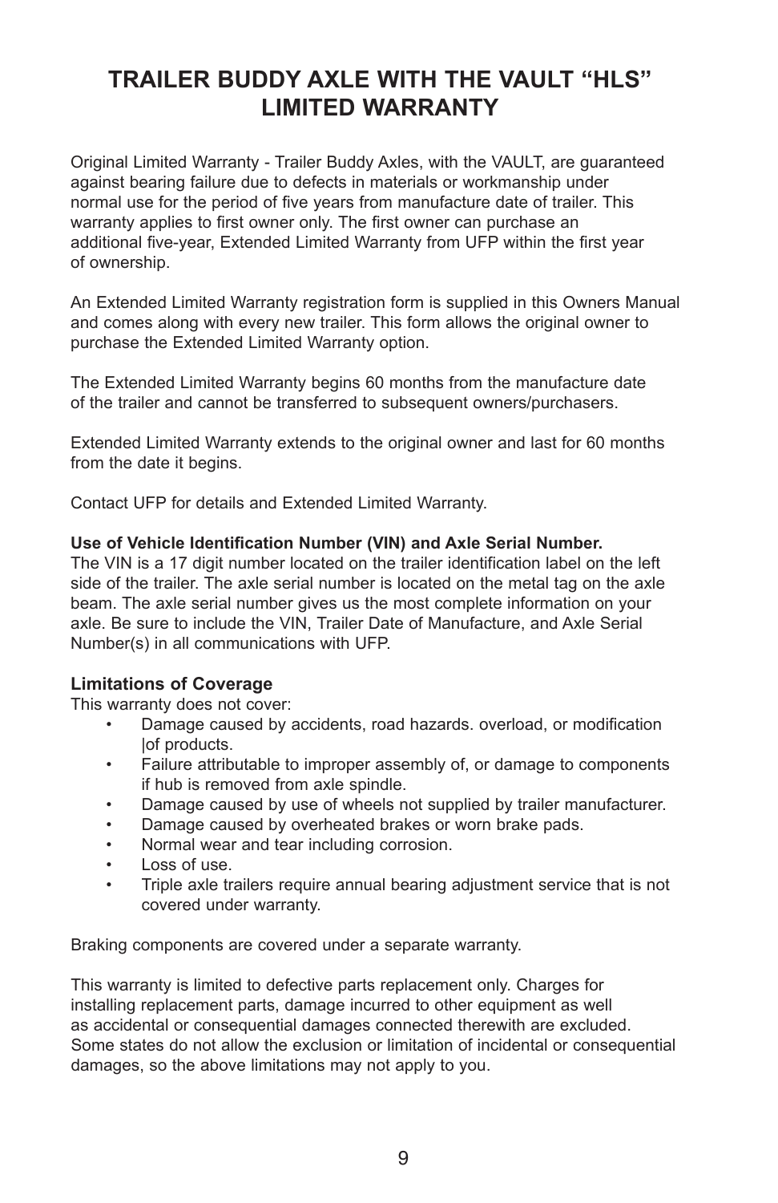# TRAILER BUDDY AXLE WITH THE VAULT "HLS" LIMITED WARRANTY

Original Limited Warranty - Trailer Buddy Axles, with the VAULT, are guaranteed against bearing failure due to defects in materials or workmanship under normal use for the period of five years from manufacture date of trailer. This warranty applies to first owner only. The first owner can purchase an additional five-year, Extended Limited Warranty from UFP within the first year of ownership.

An Extended Limited Warranty registration form is supplied in this Owners Manual and comes along with every new trailer. This form allows the original owner to purchase the Extended Limited Warranty option.

The Extended Limited Warranty begins 60 months from the manufacture date of the trailer and cannot be transferred to subsequent owners/purchasers.

Extended Limited Warranty extends to the original owner and last for 60 months from the date it begins.

Contact UFP for details and Extended Limited Warranty.

**Use of Vehicle Identification Number (VIN) and Axle Serial Number.**
The VIN is a 17 digit number located on the trailer identification label on the left side of the trailer. The axle serial number is located on the metal tag on the axle beam. The axle serial number gives us the most complete information on your axle. Be sure to include the VIN, Trailer Date of Manufacture, and Axle Serial Number(s) in all communications with UFP.

**Limitations of Coverage**
This warranty does not cover:

- Damage caused by accidents, road hazards. overload, or modification |of products.
- Failure attributable to improper assembly of, or damage to components if hub is removed from axle spindle.
- Damage caused by use of wheels not supplied by trailer manufacturer.
- Damage caused by overheated brakes or worn brake pads.
- Normal wear and tear including corrosion.
- Loss of use.
- Triple axle trailers require annual bearing adjustment service that is not covered under warranty.

Braking components are covered under a separate warranty.

This warranty is limited to defective parts replacement only. Charges for installing replacement parts, damage incurred to other equipment as well as accidental or consequential damages connected therewith are excluded. Some states do not allow the exclusion or limitation of incidental or consequential damages, so the above limitations may not apply to you.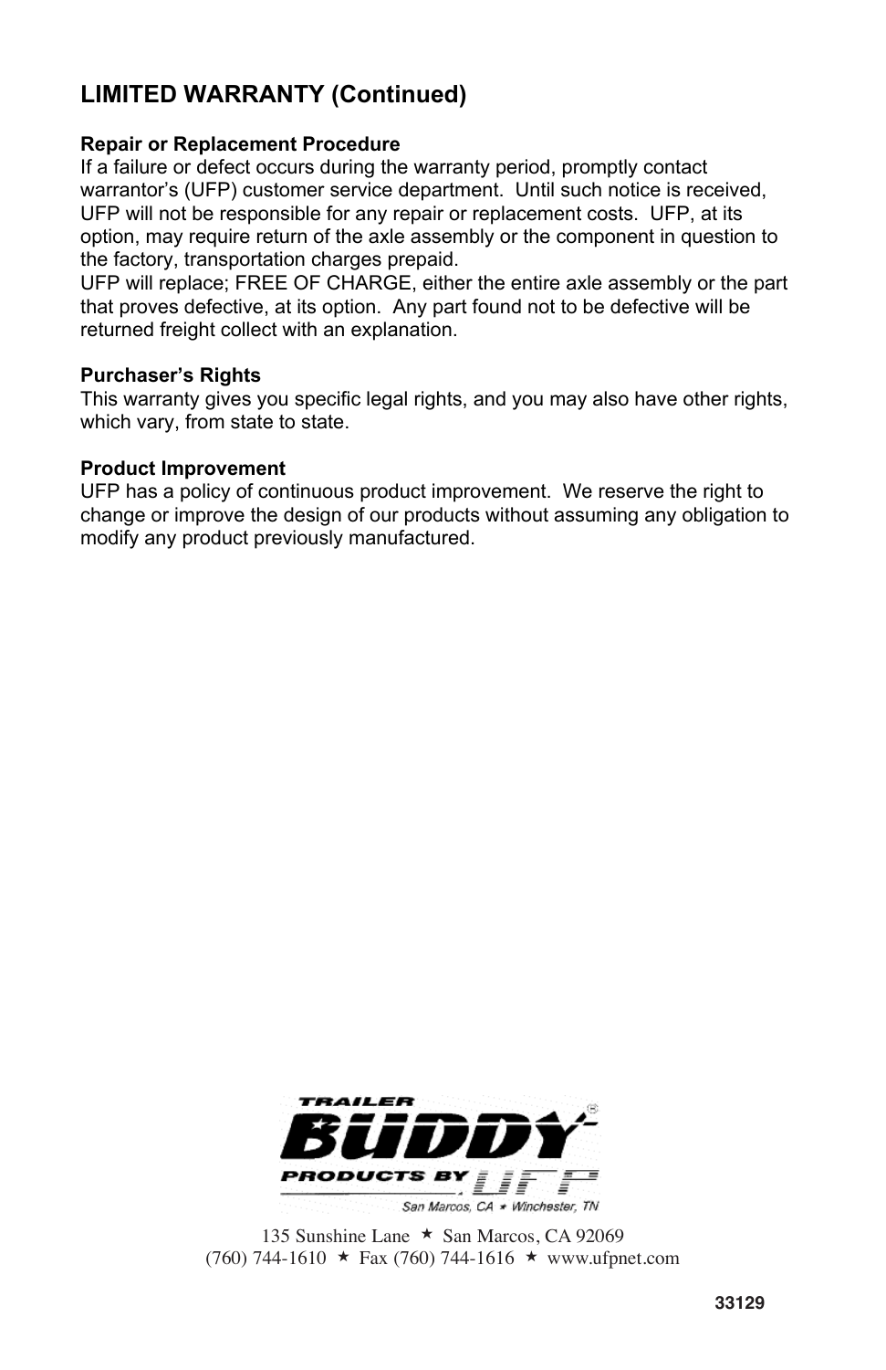## LIMITED WARRANTY (Continued)

**Repair or Replacement Procedure**

If a failure or defect occurs during the warranty period, promptly contact warrantor's (UFP) customer service department. Until such notice is received, UFP will not be responsible for any repair or replacement costs. UFP, at its option, may require return of the axle assembly or the component in question to the factory, transportation charges prepaid.

UFP will replace; FREE OF CHARGE, either the entire axle assembly or the part that proves defective, at its option. Any part found not to be defective will be returned freight collect with an explanation.

**Purchaser's Rights**

This warranty gives you specific legal rights, and you may also have other rights, which vary, from state to state.

**Product Improvement**

UFP has a policy of continuous product improvement. We reserve the right to change or improve the design of our products without assuming any obligation to modify any product previously manufactured.

TRAILER BUDDY®
PRODUCTS BY UFP
San Marcos, CA ★ Winchester, TN

135 Sunshine Lane ★ San Marcos, CA 92069
(760) 744-1610 ★ Fax (760) 744-1616 ★ www.ufpnet.com

33129